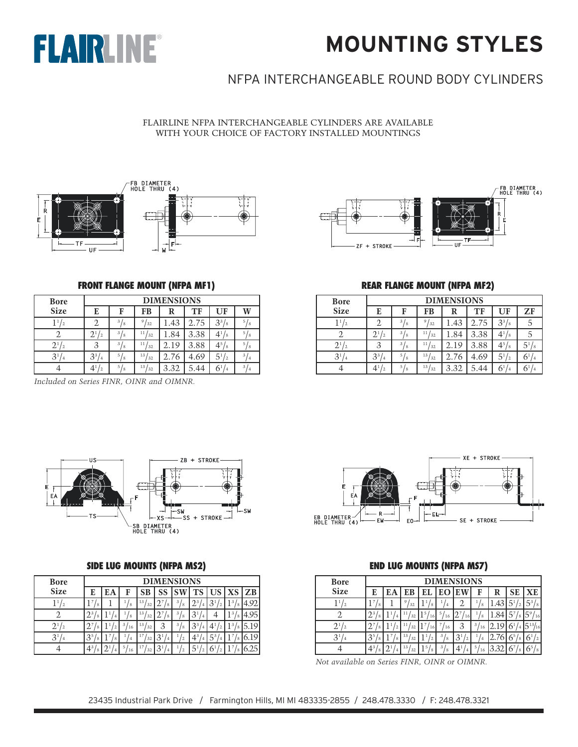# MOUNTING STYLES

## NFPA INTERCHANGEABLE ROUND BODY CYLINDERS

FLAIRLINE NFPA INTERCHANGEABLE CYLINDERS ARE AVAILABLE WITH YOUR CHOICE OF FACTORY INSTALLED MOUNTINGS

### FRONT FLANGE MOUNT (NFPA MF1)

| Bore Size | DIMENSIONS | | | | | | |
|---|---|---|---|---|---|---|---|
| | E | F | FB | R | TF | UF | W |
| 1 1/2 | 2 | 3/8 | 9/32 | 1.43 | 2.75 | 3 3/8 | 5/8 |
| 2 | 2 1/2 | 3/8 | 11/32 | 1.84 | 3.38 | 4 1/8 | 5/8 |
| 2 1/2 | 3 | 3/8 | 11/32 | 2.19 | 3.88 | 4 5/8 | 5/8 |
| 3 1/4 | 3 3/4 | 5/8 | 13/32 | 2.76 | 4.69 | 5 1/2 | 3/4 |
| 4 | 4 1/2 | 5/8 | 13/32 | 3.32 | 5.44 | 6 1/4 | 3/4 |

*Included on Series FINR, OINR and OIMNR.*

### REAR FLANGE MOUNT (NFPA MF2)

| Bore Size | DIMENSIONS | | | | | | |
|---|---|---|---|---|---|---|---|
| | E | F | FB | R | TF | UF | ZF |
| 1 1/2 | 2 | 3/8 | 9/32 | 1.43 | 2.75 | 3 3/8 | 5 |
| 2 | 2 1/2 | 3/8 | 11/32 | 1.84 | 3.38 | 4 1/8 | 5 |
| 2 1/2 | 3 | 3/8 | 11/32 | 2.19 | 3.88 | 4 5/8 | 5 1/8 |
| 3 1/4 | 3 3/4 | 5/8 | 13/32 | 2.76 | 4.69 | 5 1/2 | 6 1/4 |
| 4 | 4 1/2 | 5/8 | 13/32 | 3.32 | 5.44 | 6 1/4 | 6 1/4 |

### SIDE LUG MOUNTS (NFPA MS2)

| Bore Size | DIMENSIONS | | | | | | | | | |
|---|---|---|---|---|---|---|---|---|---|---|
| | E | EA | F | SB | SS | SW | TS | US | XS | ZB |
| 1 1/2 | 1 7/8 | 1 | 1/8 | 13/32 | 2 7/8 | 3/8 | 2 3/4 | 3 1/2 | 1 3/8 | 4.92 |
| 2 | 2 3/8 | 1 1/4 | 1/8 | 13/32 | 2 7/8 | 3/8 | 3 1/4 | 4 | 1 3/8 | 4.95 |
| 2 1/2 | 2 7/8 | 1 1/2 | 3/16 | 13/32 | 3 | 3/8 | 3 3/4 | 4 1/2 | 1 3/8 | 5.19 |
| 3 1/4 | 3 5/8 | 1 7/8 | 1/4 | 17/32 | 3 1/4 | 1/2 | 4 3/4 | 5 3/4 | 1 7/8 | 6.19 |
| 4 | 4 3/8 | 2 1/4 | 5/16 | 17/32 | 3 1/4 | 1/2 | 5 1/2 | 6 1/2 | 1 7/8 | 6.25 |

### END LUG MOUNTS (NFPA MS7)

| Bore Size | DIMENSIONS | | | | | | | | | |
|---|---|---|---|---|---|---|---|---|---|---|
| | E | EA | EB | EL | EO | EW | F | R | SE | XE |
| 1 1/2 | 1 7/8 | 1 | 9/32 | 1 1/8 | 1/4 | 2 | 1/8 | 1.43 | 5 1/2 | 5 3/8 |
| 2 | 2 3/8 | 1 1/4 | 11/32 | 1 5/16 | 5/16 | 2 7/16 | 1/8 | 1.84 | 5 7/8 | 5 9/16 |
| 2 1/2 | 2 7/8 | 1 1/2 | 11/32 | 1 7/16 | 7/16 | 3 | 3/16 | 2.19 | 6 1/4 | 5 13/16 |
| 3 1/4 | 3 5/8 | 1 7/8 | 13/32 | 1 1/2 | 3/8 | 3 1/2 | 1/4 | 2.76 | 6 5/8 | 6 1/2 |
| 4 | 4 3/8 | 2 1/4 | 13/32 | 1 5/8 | 3/8 | 4 1/4 | 5/16 | 3.32 | 6 7/8 | 6 5/8 |

*Not available on Series FINR, OINR or OIMNR.*

23435 Industrial Park Drive / Farmington Hills, MI MI 483335-2855 / 248.478.3330 / F: 248.478.3321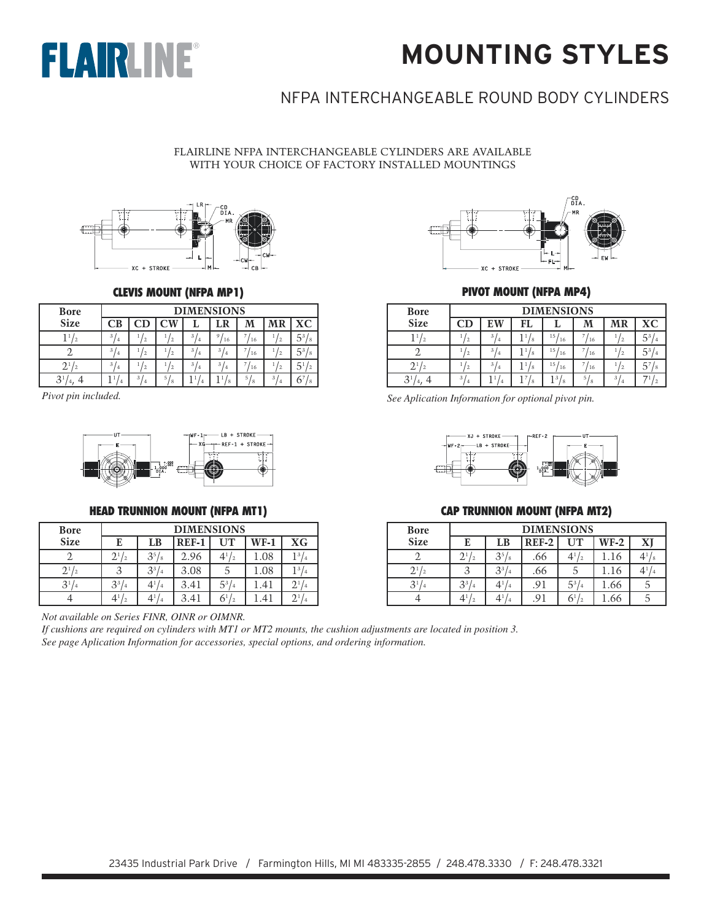# MOUNTING STYLES

## NFPA INTERCHANGEABLE ROUND BODY CYLINDERS

FLAIRLINE NFPA INTERCHANGEABLE CYLINDERS ARE AVAILABLE WITH YOUR CHOICE OF FACTORY INSTALLED MOUNTINGS

### CLEVIS MOUNT (NFPA MP1)

| Bore Size | DIMENSIONS | | | | | | | |
|---|---|---|---|---|---|---|---|---|
| | CB | CD | CW | L | LR | M | MR | XC |
| $1^1/_2$ | $^3/_4$ | $^1/_2$ | $^1/_2$ | $^3/_4$ | $^9/_{16}$ | $^7/_{16}$ | $^1/_2$ | $5^3/_8$ |
| 2 | $^3/_4$ | $^1/_2$ | $^1/_2$ | $^3/_4$ | $^3/_4$ | $^7/_{16}$ | $^1/_2$ | $5^3/_8$ |
| $2^1/_2$ | $^3/_4$ | $^1/_2$ | $^1/_2$ | $^3/_4$ | $^3/_4$ | $^7/_{16}$ | $^1/_2$ | $5^1/_2$ |
| $3^1/_4$, 4 | $1^1/_4$ | $^3/_4$ | $^5/_8$ | $1^1/_4$ | $1^1/_8$ | $^5/_8$ | $^3/_4$ | $6^7/_8$ |

*Pivot pin included.*

### PIVOT MOUNT (NFPA MP4)

| Bore Size | DIMENSIONS | | | | | | |
|---|---|---|---|---|---|---|---|
| | CD | EW | FL | L | M | MR | XC |
| $1^1/_2$ | $^1/_2$ | $^3/_4$ | $1^1/_8$ | $^{15}/_{16}$ | $^7/_{16}$ | $^1/_2$ | $5^3/_4$ |
| 2 | $^1/_2$ | $^3/_4$ | $1^1/_8$ | $^{15}/_{16}$ | $^7/_{16}$ | $^1/_2$ | $5^3/_4$ |
| $2^1/_2$ | $^1/_2$ | $^3/_4$ | $1^1/_8$ | $^{15}/_{16}$ | $^7/_{16}$ | $^1/_2$ | $5^7/_8$ |
| $3^1/_4$, 4 | $^3/_4$ | $1^1/_4$ | $1^7/_8$ | $1^3/_8$ | $^5/_8$ | $^3/_4$ | $7^1/_2$ |

*See Aplication Information for optional pivot pin.*

### HEAD TRUNNION MOUNT (NFPA MT1)

| Bore Size | DIMENSIONS | | | | | |
|---|---|---|---|---|---|---|
| | E | LB | REF-1 | UT | WF-1 | XG |
| 2 | $2^1/_2$ | $3^5/_8$ | 2.96 | $4^1/_2$ | 1.08 | $1^3/_4$ |
| $2^1/_2$ | 3 | $3^3/_4$ | 3.08 | 5 | 1.08 | $1^3/_4$ |
| $3^1/_4$ | $3^3/_4$ | $4^1/_4$ | 3.41 | $5^3/_4$ | 1.41 | $2^1/_4$ |
| 4 | $4^1/_2$ | $4^1/_4$ | 3.41 | $6^1/_2$ | 1.41 | $2^1/_4$ |

### CAP TRUNNION MOUNT (NFPA MT2)

| Bore Size | DIMENSIONS | | | | | |
|---|---|---|---|---|---|---|
| | E | LB | REF-2 | UT | WF-2 | XJ |
| 2 | $2^1/_2$ | $3^5/_8$ | .66 | $4^1/_2$ | 1.16 | $4^1/_8$ |
| $2^1/_2$ | 3 | $3^3/_4$ | .66 | 5 | 1.16 | $4^1/_4$ |
| $3^1/_4$ | $3^3/_4$ | $4^1/_4$ | .91 | $5^3/_4$ | 1.66 | 5 |
| 4 | $4^1/_2$ | $4^1/_4$ | .91 | $6^1/_2$ | 1.66 | 5 |

*Not available on Series FINR, OINR or OIMNR.*

*If cushions are required on cylinders with MT1 or MT2 mounts, the cushion adjustments are located in position 3.*

*See page Aplication Information for accessories, special options, and ordering information.*

23435 Industrial Park Drive / Farmington Hills, MI MI 483335-2855 / 248.478.3330 / F: 248.478.3321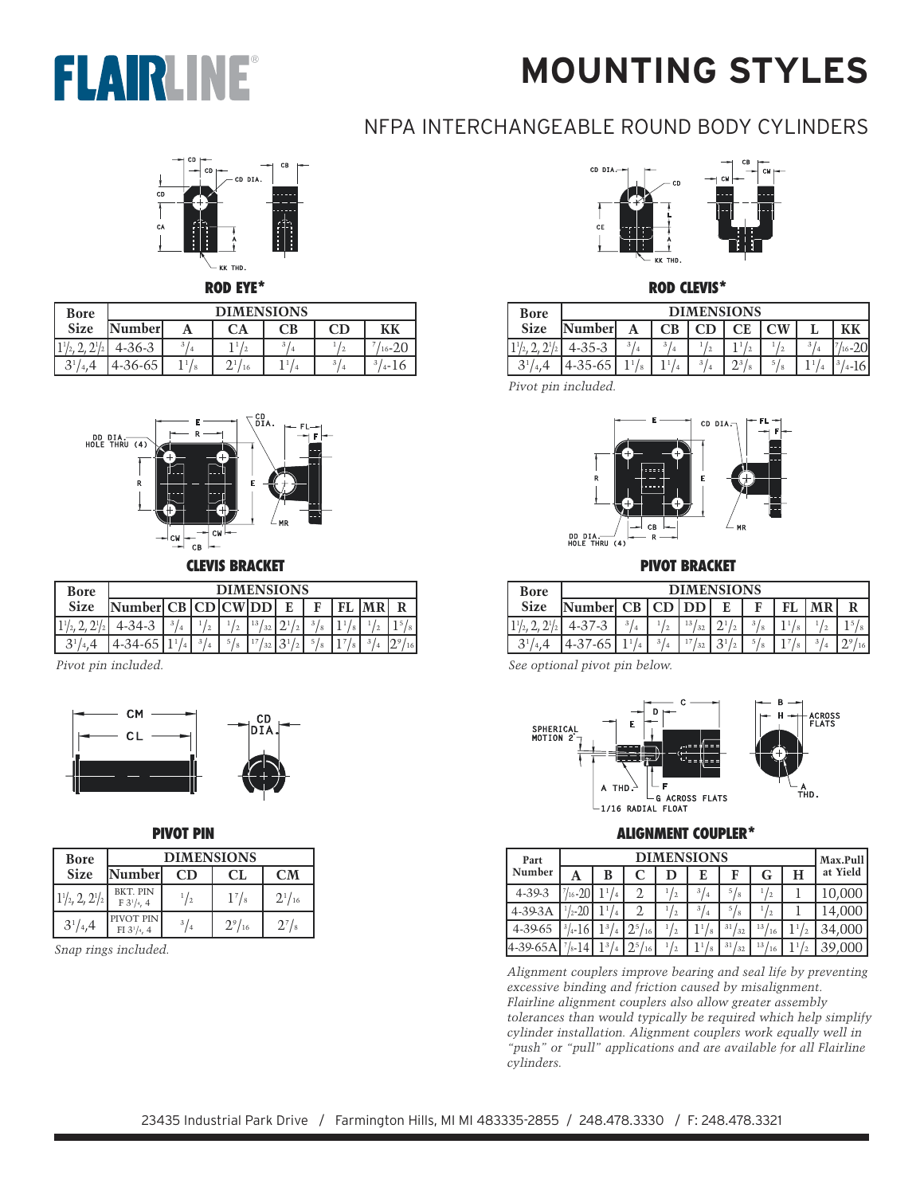# MOUNTING STYLES

## NFPA INTERCHANGEABLE ROUND BODY CYLINDERS

### ROD EYE*

| Bore Size | DIMENSIONS | | | | | |
|---|---|---|---|---|---|---|
| | Number | A | CA | CB | CD | KK |
| 1 1/2, 2, 2 1/2 | 4-36-3 | 3/4 | 1 1/2 | 3/4 | 1/2 | 7/16-20 |
| 3 1/4, 4 | 4-36-65 | 1 1/8 | 2 1/16 | 1 1/4 | 3/4 | 3/4-16 |

### ROD CLEVIS*

| Bore Size | DIMENSIONS | | | | | | | |
|---|---|---|---|---|---|---|---|---|
| | Number | A | CB | CD | CE | CW | L | KK |
| 1 1/2, 2, 2 1/2 | 4-35-3 | 3/4 | 3/4 | 1/2 | 1 1/2 | 1/2 | 3/4 | 7/16-20 |
| 3 1/4, 4 | 4-35-65 | 1 1/8 | 1 1/4 | 3/4 | 2 3/8 | 5/8 | 1 1/4 | 3/4-16 |

*Pivot pin included.*

### CLEVIS BRACKET

| Bore Size | DIMENSIONS | | | | | | | | | |
|---|---|---|---|---|---|---|---|---|---|---|
| | Number | CB | CD | CW | DD | E | F | FL | MR | R |
| 1 1/2, 2, 2 1/2 | 4-34-3 | 3/4 | 1/2 | 1/2 | 13/32 | 2 1/2 | 3/8 | 1 1/8 | 1/2 | 1 5/8 |
| 3 1/4, 4 | 4-34-65 | 1 1/4 | 3/4 | 5/8 | 17/32 | 3 1/2 | 5/8 | 1 7/8 | 3/4 | 2 9/16 |

*Pivot pin included.*

### PIVOT BRACKET

| Bore Size | DIMENSIONS | | | | | | | | |
|---|---|---|---|---|---|---|---|---|---|
| | Number | CB | CD | DD | E | F | FL | MR | R |
| 1 1/2, 2, 2 1/2 | 4-37-3 | 3/4 | 1/2 | 13/32 | 2 1/2 | 3/8 | 1 1/8 | 1/2 | 1 5/8 |
| 3 1/4, 4 | 4-37-65 | 1 1/4 | 3/4 | 17/32 | 3 1/2 | 5/8 | 1 7/8 | 3/4 | 2 9/16 |

*See optional pivot pin below.*

### PIVOT PIN

| Bore Size | DIMENSIONS | | | |
|---|---|---|---|---|
| | Number | CD | CL | CM |
| 1 1/2, 2, 2 1/2 | BKT. PIN F 3 1/4, 4 | 1/2 | 1 7/8 | 2 1/16 |
| 3 1/4, 4 | PIVOT PIN FI 3 1/4, 4 | 3/4 | 2 9/16 | 2 7/8 |

*Snap rings included.*

### ALIGNMENT COUPLER*

| Part Number | DIMENSIONS | | | | | | | | Max.Pull at Yield |
|---|---|---|---|---|---|---|---|---|---|
| | A | B | C | D | E | F | G | H | |
| 4-39-3 | 7/16-20 | 1 1/4 | 2 | 1/2 | 3/4 | 5/8 | 1/2 | 1 | 10,000 |
| 4-39-3A | 1/2-20 | 1 1/4 | 2 | 1/2 | 3/4 | 5/8 | 1/2 | 1 | 14,000 |
| 4-39-65 | 3/4-16 | 1 3/4 | 2 5/16 | 1/2 | 1 1/8 | 31/32 | 13/16 | 1 1/2 | 34,000 |
| 4-39-65A | 7/8-14 | 1 3/4 | 2 5/16 | 1/2 | 1 1/8 | 31/32 | 13/16 | 1 1/2 | 39,000 |

*Alignment couplers improve bearing and seal life by preventing excessive binding and friction caused by misalignment. Flairline alignment couplers also allow greater assembly tolerances than would typically be required which help simplify cylinder installation. Alignment couplers work equally well in "push" or "pull" applications and are available for all Flairline cylinders.*

23435 Industrial Park Drive / Farmington Hills, MI MI 483335-2855 / 248.478.3330 / F: 248.478.3321